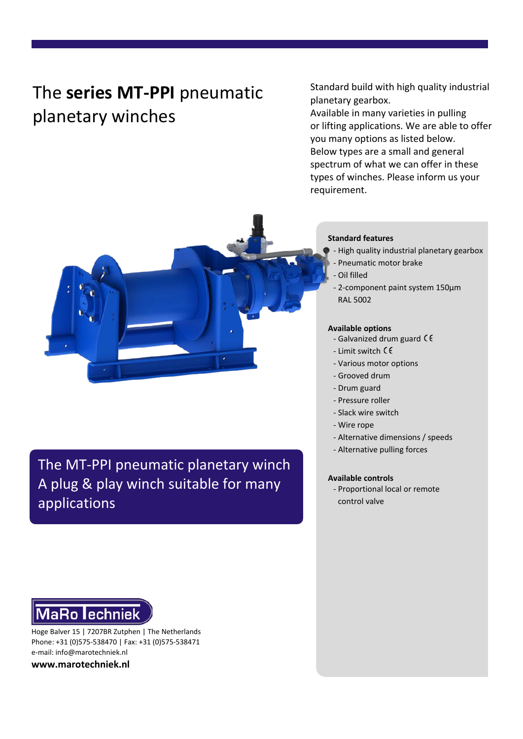# The **series MT-PPI** pneumatic planetary winches

Standard build with high quality industrial planetary gearbox.
Available in many varieties in pulling or lifting applications. We are able to offer you many options as listed below.
Below types are a small and general spectrum of what we can offer in these types of winches. Please inform us your requirement.

**Standard features**

- High quality industrial planetary gearbox
- Pneumatic motor brake
- Oil filled
- 2-component paint system 150µm RAL 5002

**Available options**

- Galvanized drum guard CE
- Limit switch CE
- Various motor options
- Grooved drum
- Drum guard
- Pressure roller
- Slack wire switch
- Wire rope
- Alternative dimensions / speeds
- Alternative pulling forces

**Available controls**

- Proportional local or remote control valve

## The MT-PPI pneumatic planetary winch
## A plug & play winch suitable for many applications

MaRo Techniek

Hoge Balver 15 | 7207BR Zutphen | The Netherlands
Phone: +31 (0)575-538470 | Fax: +31 (0)575-538471
e-mail: info@marotechniek.nl
**www.marotechniek.nl**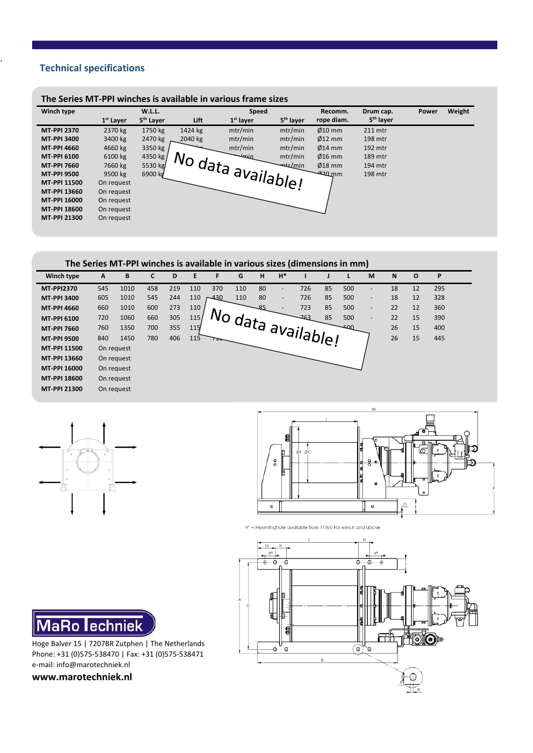## Technical specifications

### The Series MT-PPI winches is available in various frame sizes

| Winch type | W.L.L. 1st Layer | 5th Layer | Lift | Speed 1st layer | 5th layer | Recomm. rope diam. | Drum cap. 5th layer | Power | Weight |
|---|---|---|---|---|---|---|---|---|---|
| MT-PPI 2370 | 2370 kg | 1750 kg | 1424 kg | mtr/min | mtr/min | Ø10 mm | 211 mtr | | |
| MT-PPI 3400 | 3400 kg | 2470 kg | 2040 kg | mtr/min | mtr/min | Ø12 mm | 198 mtr | | |
| MT-PPI 4660 | 4660 kg | 3350 kg | | mtr/min | mtr/min | Ø14 mm | 192 mtr | | |
| MT-PPI 6100 | 6100 kg | 4350 kg | | | mtr/min | Ø16 mm | 189 mtr | | |
| MT-PPI 7660 | 7660 kg | 5530 kg | | | mtr/min | Ø18 mm | 194 mtr | | |
| MT-PPI 9500 | 9500 kg | 6900 kg | | | | Ø20 mm | 198 mtr | | |
| MT-PPI 11500 | On request | | | | | | | | |
| MT-PPI 13660 | On request | | | | | | | | |
| MT-PPI 16000 | On request | | | | | | | | |
| MT-PPI 18600 | On request | | | | | | | | |
| MT-PPI 21300 | On request | | | | | | | | |

No data available!

### The Series MT-PPI winches is available in various sizes (dimensions in mm)

| Winch type | A | B | C | D | E | F | G | H | H* | I | J | L | M | N | O | P |
|---|---|---|---|---|---|---|---|---|---|---|---|---|---|---|---|---|
| MT-PPI2370 | 545 | 1010 | 458 | 219 | 110 | 370 | 110 | 80 | - | 726 | 85 | 500 | - | 18 | 12 | 295 |
| MT-PPI 3400 | 605 | 1010 | 545 | 244 | 110 | 430 | 110 | 80 | - | 726 | 85 | 500 | - | 18 | 12 | 328 |
| MT-PPI 4660 | 660 | 1010 | 600 | 273 | 110 | | | 85 | - | 723 | 85 | 500 | - | 22 | 12 | 360 |
| MT-PPI 6100 | 720 | 1060 | 660 | 305 | 115 | | | | | 763 | 85 | 500 | - | 22 | 15 | 390 |
| MT-PPI 7660 | 760 | 1350 | 700 | 355 | 115 | | | | | | | 500 | | 26 | 15 | 400 |
| MT-PPI 9500 | 840 | 1450 | 780 | 406 | 115 | | | | | | | | | 26 | 15 | 445 |
| MT-PPI 11500 | On request | | | | | | | | | | | | | | | |
| MT-PPI 13660 | On request | | | | | | | | | | | | | | | |
| MT-PPI 16000 | On request | | | | | | | | | | | | | | | |
| MT-PPI 18600 | On request | | | | | | | | | | | | | | | |
| MT-PPI 21300 | On request | | | | | | | | | | | | | | | |

No data available!

H* = Mountinghole available from 11500 kG winch and above

**MaRo Techniek**

Hoge Balver 15 | 7207BR Zutphen | The Netherlands
Phone: +31 (0)575-538470 | Fax: +31 (0)575-538471
e-mail: info@marotechniek.nl

**www.marotechniek.nl**